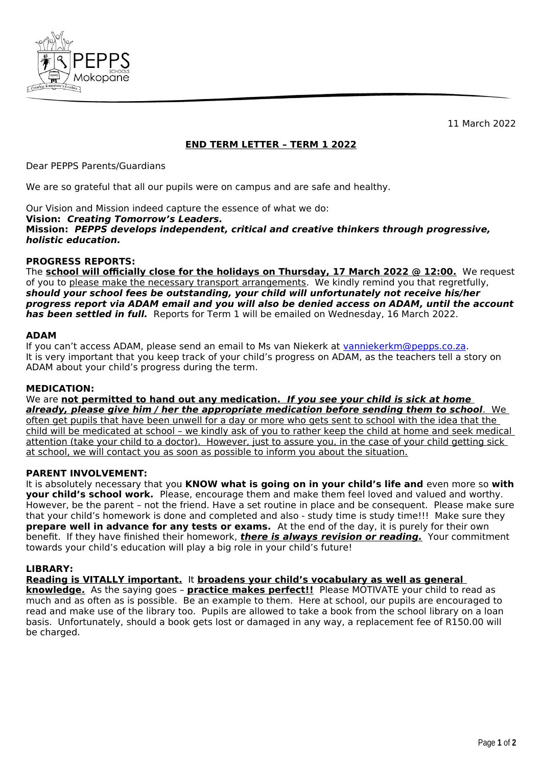11 March 2022

# END TERM LETTER – TERM 1 2022

Dear PEPPS Parents/Guardians

We are so grateful that all our pupils were on campus and are safe and healthy.

Our Vision and Mission indeed capture the essence of what we do:
**Vision:** ***Creating Tomorrow's Leaders.***
**Mission:** ***PEPPS develops independent, critical and creative thinkers through progressive, holistic education.***

**PROGRESS REPORTS:**
The **school will officially close for the holidays on Thursday, 17 March 2022 @ 12:00.** We request of you to please make the necessary transport arrangements. We kindly remind you that regretfully, ***should your school fees be outstanding, your child will unfortunately not receive his/her progress report via ADAM email and you will also be denied access on ADAM, until the account has been settled in full.*** Reports for Term 1 will be emailed on Wednesday, 16 March 2022.

**ADAM**
If you can't access ADAM, please send an email to Ms van Niekerk at vanniekerkm@pepps.co.za.
It is very important that you keep track of your child's progress on ADAM, as the teachers tell a story on ADAM about your child's progress during the term.

**MEDICATION:**
We are **not permitted to hand out any medication.** ***If you see your child is sick at home already, please give him / her the appropriate medication before sending them to school***. We often get pupils that have been unwell for a day or more who gets sent to school with the idea that the child will be medicated at school – we kindly ask of you to rather keep the child at home and seek medical attention (take your child to a doctor). However, just to assure you, in the case of your child getting sick at school, we will contact you as soon as possible to inform you about the situation.

**PARENT INVOLVEMENT:**
It is absolutely necessary that you **KNOW what is going on in your child's life and** even more so **with your child's school work.** Please, encourage them and make them feel loved and valued and worthy. However, be the parent – not the friend. Have a set routine in place and be consequent. Please make sure that your child's homework is done and completed and also - study time is study time!!! Make sure they **prepare well in advance for any tests or exams.** At the end of the day, it is purely for their own benefit. If they have finished their homework, ***there is always revision or reading.*** Your commitment towards your child's education will play a big role in your child's future!

**LIBRARY:**
**Reading is VITALLY important.** It **broadens your child's vocabulary as well as general knowledge.** As the saying goes – **practice makes perfect!!** Please MOTIVATE your child to read as much and as often as is possible. Be an example to them. Here at school, our pupils are encouraged to read and make use of the library too. Pupils are allowed to take a book from the school library on a loan basis. Unfortunately, should a book gets lost or damaged in any way, a replacement fee of R150.00 will be charged.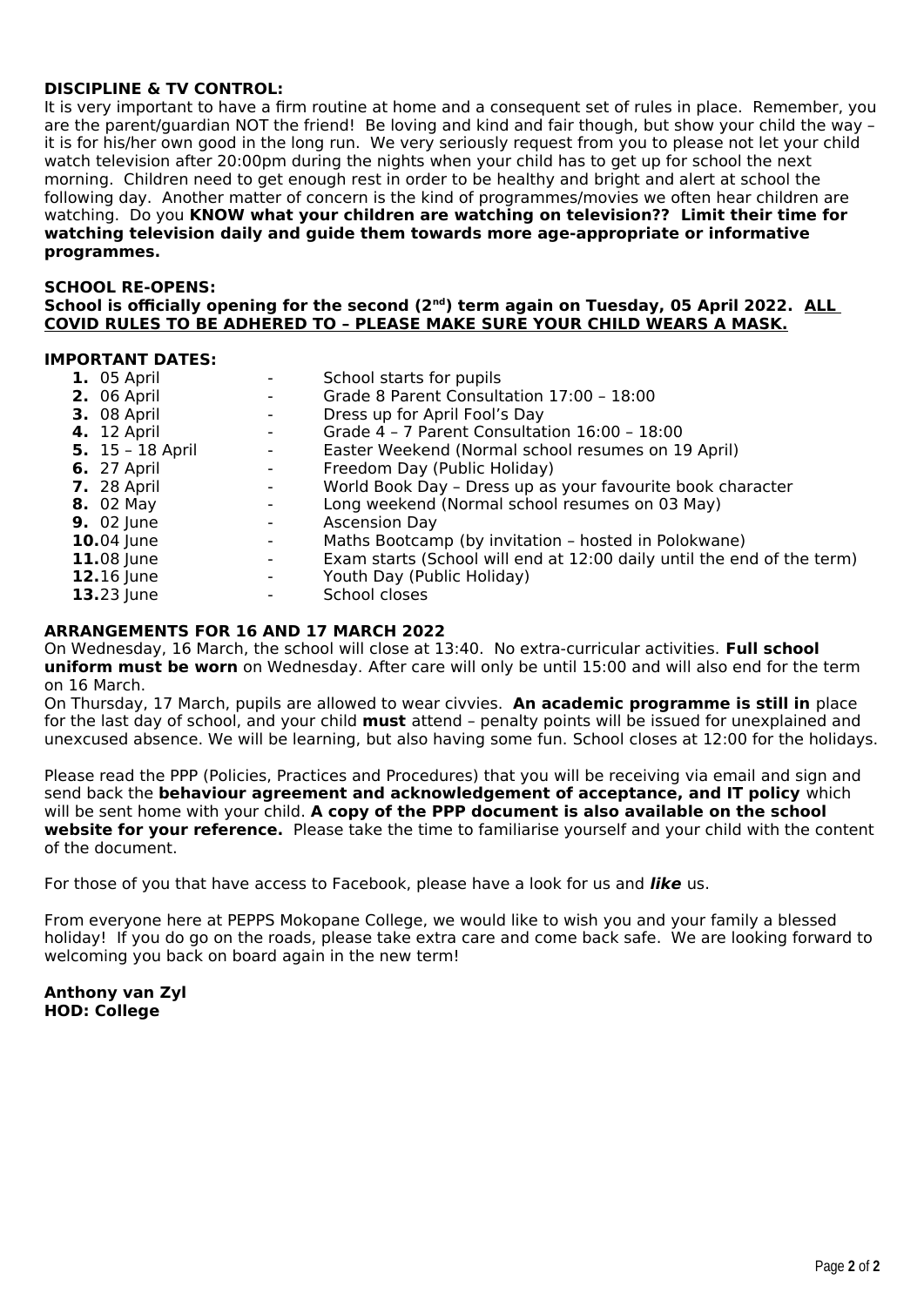**DISCIPLINE & TV CONTROL:**

It is very important to have a firm routine at home and a consequent set of rules in place. Remember, you are the parent/guardian NOT the friend! Be loving and kind and fair though, but show your child the way – it is for his/her own good in the long run. We very seriously request from you to please not let your child watch television after 20:00pm during the nights when your child has to get up for school the next morning. Children need to get enough rest in order to be healthy and bright and alert at school the following day. Another matter of concern is the kind of programmes/movies we often hear children are watching. Do you **KNOW what your children are watching on television?? Limit their time for watching television daily and guide them towards more age-appropriate or informative programmes.**

**SCHOOL RE-OPENS:**

**School is officially opening for the second (2nd) term again on Tuesday, 05 April 2022. <u>ALL COVID RULES TO BE ADHERED TO – PLEASE MAKE SURE YOUR CHILD WEARS A MASK.</u>**

**IMPORTANT DATES:**

| | | |
|---|---|---|
| **1.** 05 April | - | School starts for pupils |
| **2.** 06 April | - | Grade 8 Parent Consultation 17:00 – 18:00 |
| **3.** 08 April | - | Dress up for April Fool's Day |
| **4.** 12 April | - | Grade 4 – 7 Parent Consultation 16:00 – 18:00 |
| **5.** 15 – 18 April | - | Easter Weekend (Normal school resumes on 19 April) |
| **6.** 27 April | - | Freedom Day (Public Holiday) |
| **7.** 28 April | - | World Book Day – Dress up as your favourite book character |
| **8.** 02 May | - | Long weekend (Normal school resumes on 03 May) |
| **9.** 02 June | - | Ascension Day |
| **10.** 04 June | - | Maths Bootcamp (by invitation – hosted in Polokwane) |
| **11.** 08 June | - | Exam starts (School will end at 12:00 daily until the end of the term) |
| **12.** 16 June | - | Youth Day (Public Holiday) |
| **13.** 23 June | - | School closes |

**ARRANGEMENTS FOR 16 AND 17 MARCH 2022**

On Wednesday, 16 March, the school will close at 13:40. No extra-curricular activities. **Full school uniform must be worn** on Wednesday. After care will only be until 15:00 and will also end for the term on 16 March.

On Thursday, 17 March, pupils are allowed to wear civvies. **An academic programme is still in** place for the last day of school, and your child **must** attend – penalty points will be issued for unexplained and unexcused absence. We will be learning, but also having some fun. School closes at 12:00 for the holidays.

Please read the PPP (Policies, Practices and Procedures) that you will be receiving via email and sign and send back the **behaviour agreement and acknowledgement of acceptance, and IT policy** which will be sent home with your child. **A copy of the PPP document is also available on the school website for your reference.** Please take the time to familiarise yourself and your child with the content of the document.

For those of you that have access to Facebook, please have a look for us and ***like*** us.

From everyone here at PEPPS Mokopane College, we would like to wish you and your family a blessed holiday! If you do go on the roads, please take extra care and come back safe. We are looking forward to welcoming you back on board again in the new term!

**Anthony van Zyl**
**HOD: College**